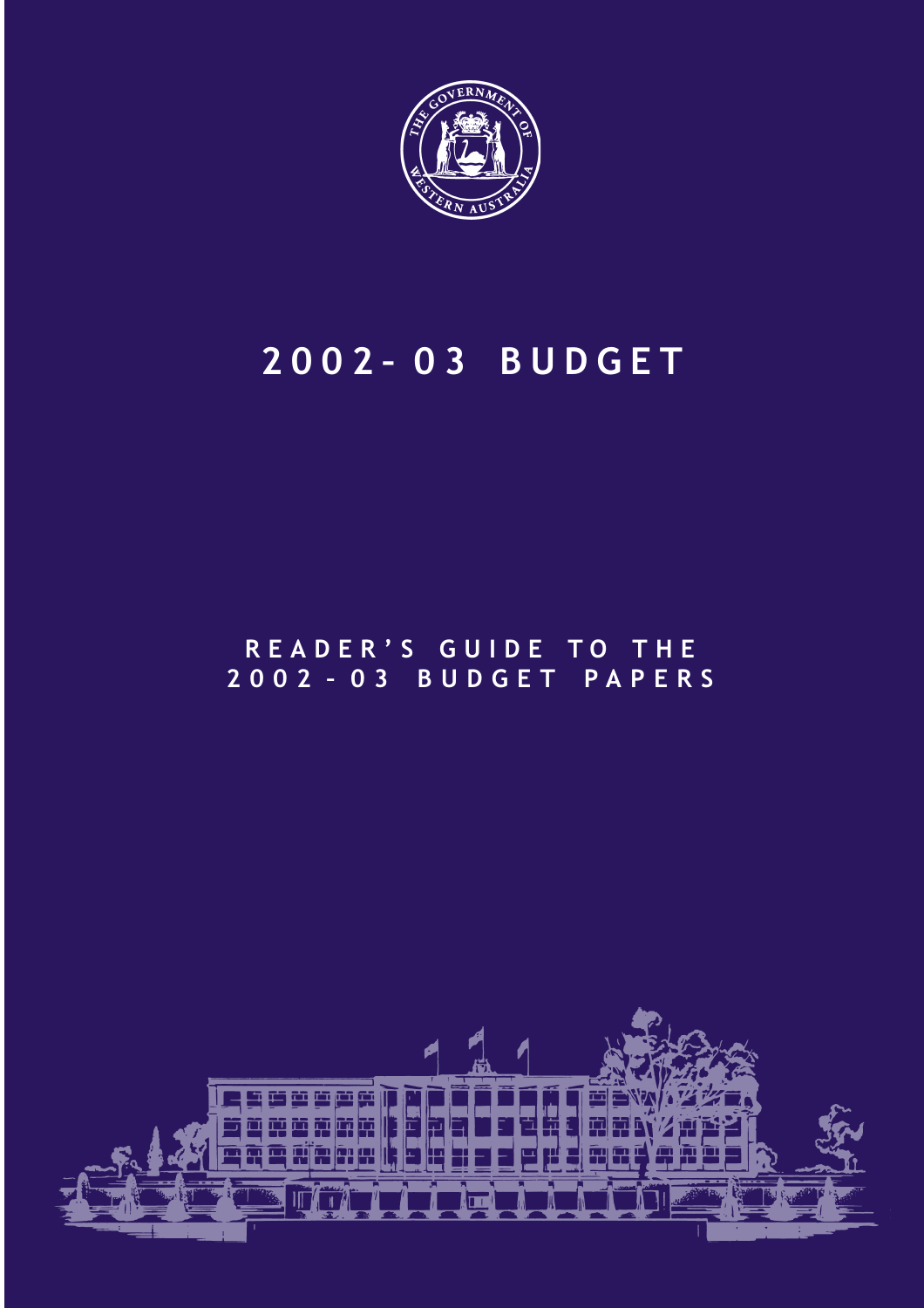# 2002-03 BUDGET

## READER'S GUIDE TO THE 2002-03 BUDGET PAPERS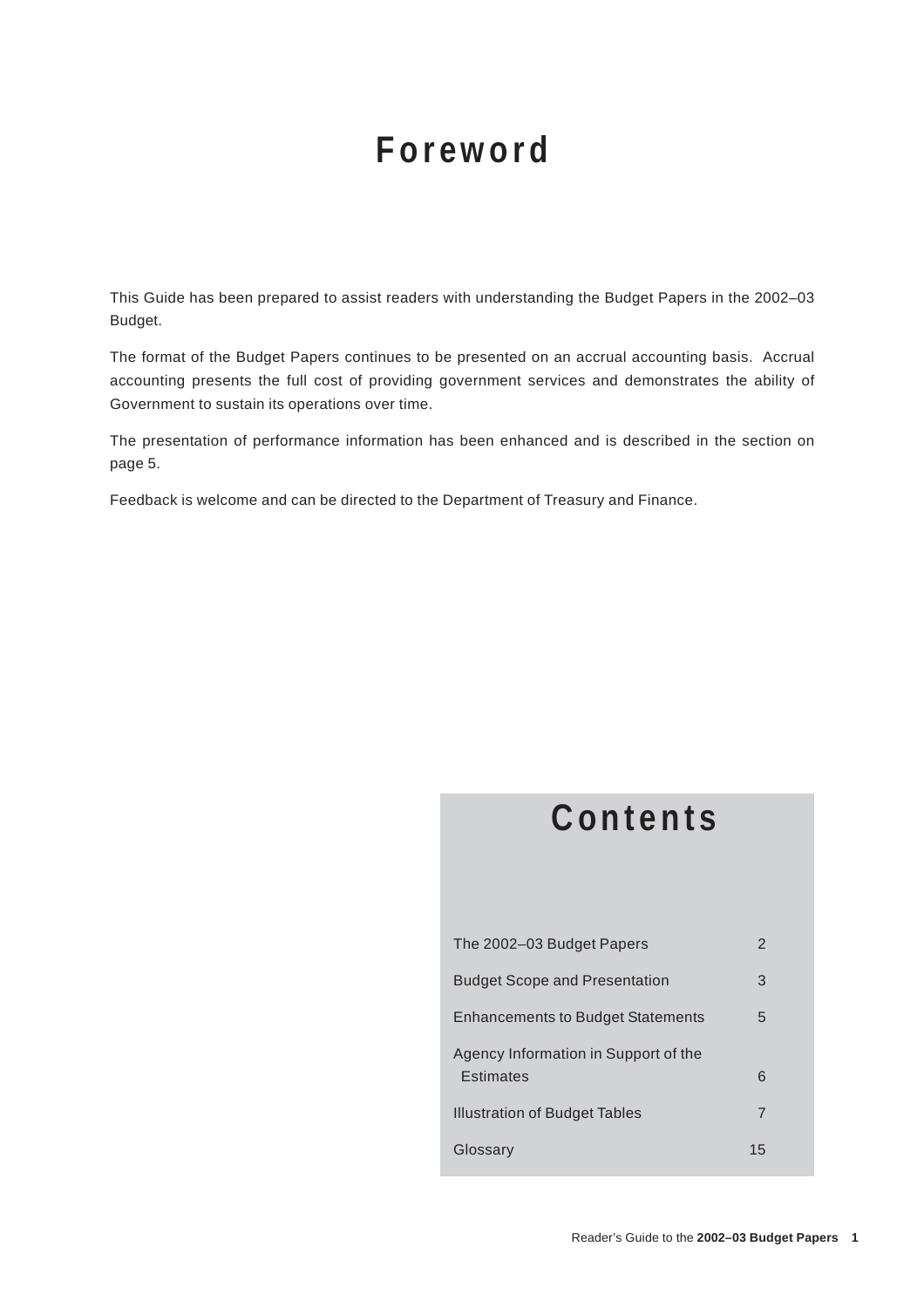# Foreword

This Guide has been prepared to assist readers with understanding the Budget Papers in the 2002–03 Budget.

The format of the Budget Papers continues to be presented on an accrual accounting basis. Accrual accounting presents the full cost of providing government services and demonstrates the ability of Government to sustain its operations over time.

The presentation of performance information has been enhanced and is described in the section on page 5.

Feedback is welcome and can be directed to the Department of Treasury and Finance.

# Contents

| | |
|---|---|
| The 2002–03 Budget Papers | 2 |
| Budget Scope and Presentation | 3 |
| Enhancements to Budget Statements | 5 |
| Agency Information in Support of the Estimates | 6 |
| Illustration of Budget Tables | 7 |
| Glossary | 15 |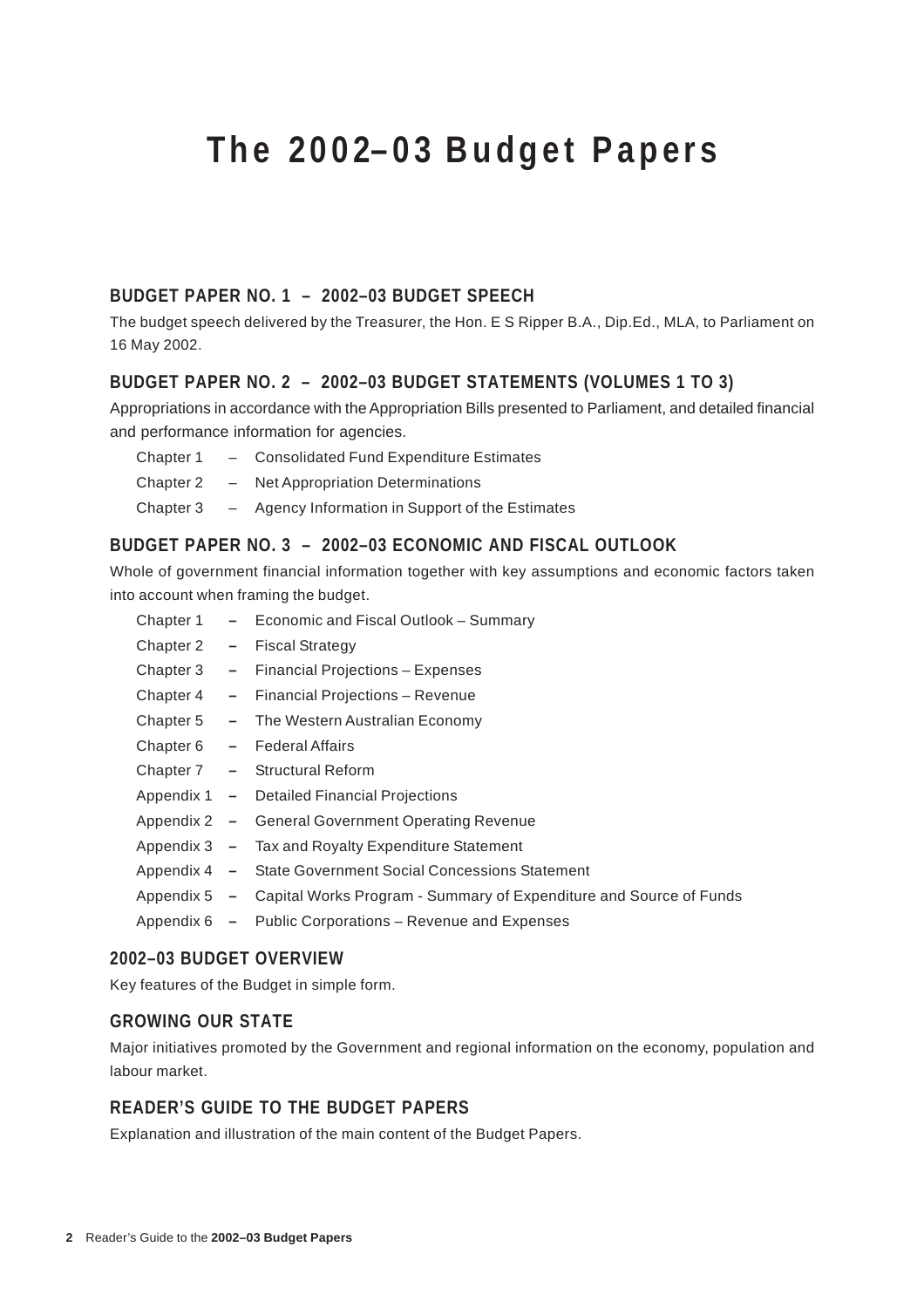# The 2002–03 Budget Papers

## BUDGET PAPER NO. 1 – 2002–03 BUDGET SPEECH

The budget speech delivered by the Treasurer, the Hon. E S Ripper B.A., Dip.Ed., MLA, to Parliament on 16 May 2002.

## BUDGET PAPER NO. 2 – 2002–03 BUDGET STATEMENTS (VOLUMES 1 TO 3)

Appropriations in accordance with the Appropriation Bills presented to Parliament, and detailed financial and performance information for agencies.

- Chapter 1 – Consolidated Fund Expenditure Estimates
- Chapter 2 – Net Appropriation Determinations
- Chapter 3 – Agency Information in Support of the Estimates

## BUDGET PAPER NO. 3 – 2002–03 ECONOMIC AND FISCAL OUTLOOK

Whole of government financial information together with key assumptions and economic factors taken into account when framing the budget.

- Chapter 1 – Economic and Fiscal Outlook – Summary
- Chapter 2 – Fiscal Strategy
- Chapter 3 – Financial Projections – Expenses
- Chapter 4 – Financial Projections – Revenue
- Chapter 5 – The Western Australian Economy
- Chapter 6 – Federal Affairs
- Chapter 7 – Structural Reform
- Appendix 1 – Detailed Financial Projections
- Appendix 2 – General Government Operating Revenue
- Appendix 3 – Tax and Royalty Expenditure Statement
- Appendix 4 – State Government Social Concessions Statement
- Appendix 5 – Capital Works Program - Summary of Expenditure and Source of Funds
- Appendix 6 – Public Corporations – Revenue and Expenses

## 2002–03 BUDGET OVERVIEW

Key features of the Budget in simple form.

## GROWING OUR STATE

Major initiatives promoted by the Government and regional information on the economy, population and labour market.

## READER'S GUIDE TO THE BUDGET PAPERS

Explanation and illustration of the main content of the Budget Papers.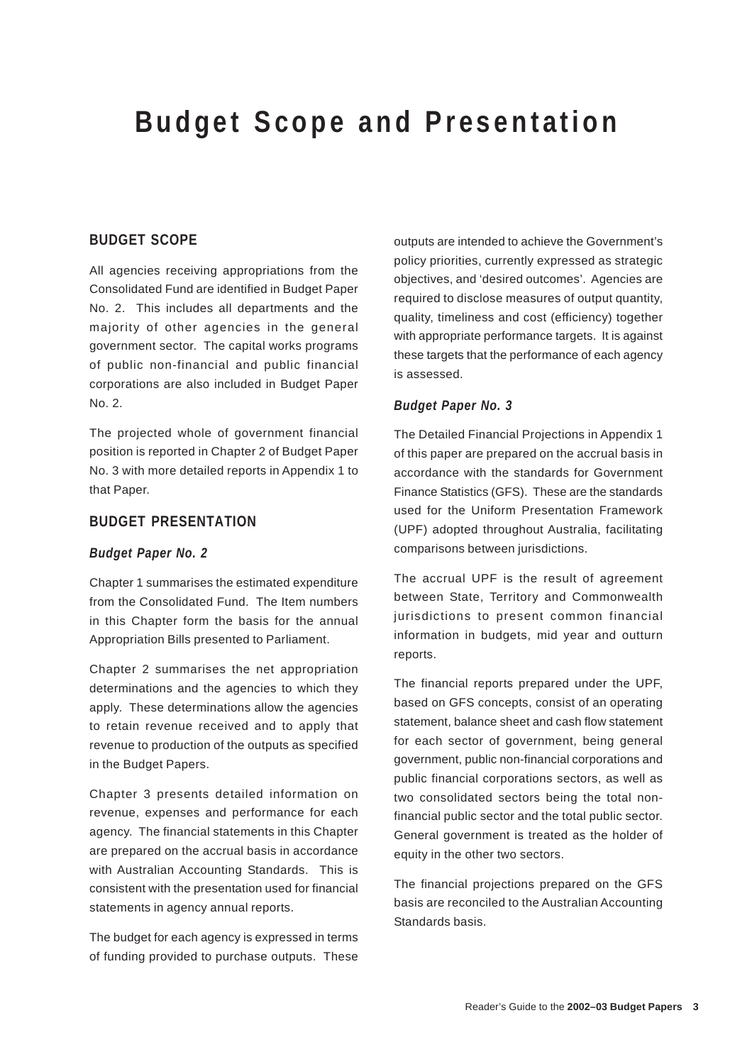# Budget Scope and Presentation

## BUDGET SCOPE

All agencies receiving appropriations from the Consolidated Fund are identified in Budget Paper No. 2. This includes all departments and the majority of other agencies in the general government sector. The capital works programs of public non-financial and public financial corporations are also included in Budget Paper No. 2.

The projected whole of government financial position is reported in Chapter 2 of Budget Paper No. 3 with more detailed reports in Appendix 1 to that Paper.

## BUDGET PRESENTATION

### *Budget Paper No. 2*

Chapter 1 summarises the estimated expenditure from the Consolidated Fund. The Item numbers in this Chapter form the basis for the annual Appropriation Bills presented to Parliament.

Chapter 2 summarises the net appropriation determinations and the agencies to which they apply. These determinations allow the agencies to retain revenue received and to apply that revenue to production of the outputs as specified in the Budget Papers.

Chapter 3 presents detailed information on revenue, expenses and performance for each agency. The financial statements in this Chapter are prepared on the accrual basis in accordance with Australian Accounting Standards. This is consistent with the presentation used for financial statements in agency annual reports.

The budget for each agency is expressed in terms of funding provided to purchase outputs. These outputs are intended to achieve the Government's policy priorities, currently expressed as strategic objectives, and 'desired outcomes'. Agencies are required to disclose measures of output quantity, quality, timeliness and cost (efficiency) together with appropriate performance targets. It is against these targets that the performance of each agency is assessed.

### *Budget Paper No. 3*

The Detailed Financial Projections in Appendix 1 of this paper are prepared on the accrual basis in accordance with the standards for Government Finance Statistics (GFS). These are the standards used for the Uniform Presentation Framework (UPF) adopted throughout Australia, facilitating comparisons between jurisdictions.

The accrual UPF is the result of agreement between State, Territory and Commonwealth jurisdictions to present common financial information in budgets, mid year and outturn reports.

The financial reports prepared under the UPF, based on GFS concepts, consist of an operating statement, balance sheet and cash flow statement for each sector of government, being general government, public non-financial corporations and public financial corporations sectors, as well as two consolidated sectors being the total non-financial public sector and the total public sector. General government is treated as the holder of equity in the other two sectors.

The financial projections prepared on the GFS basis are reconciled to the Australian Accounting Standards basis.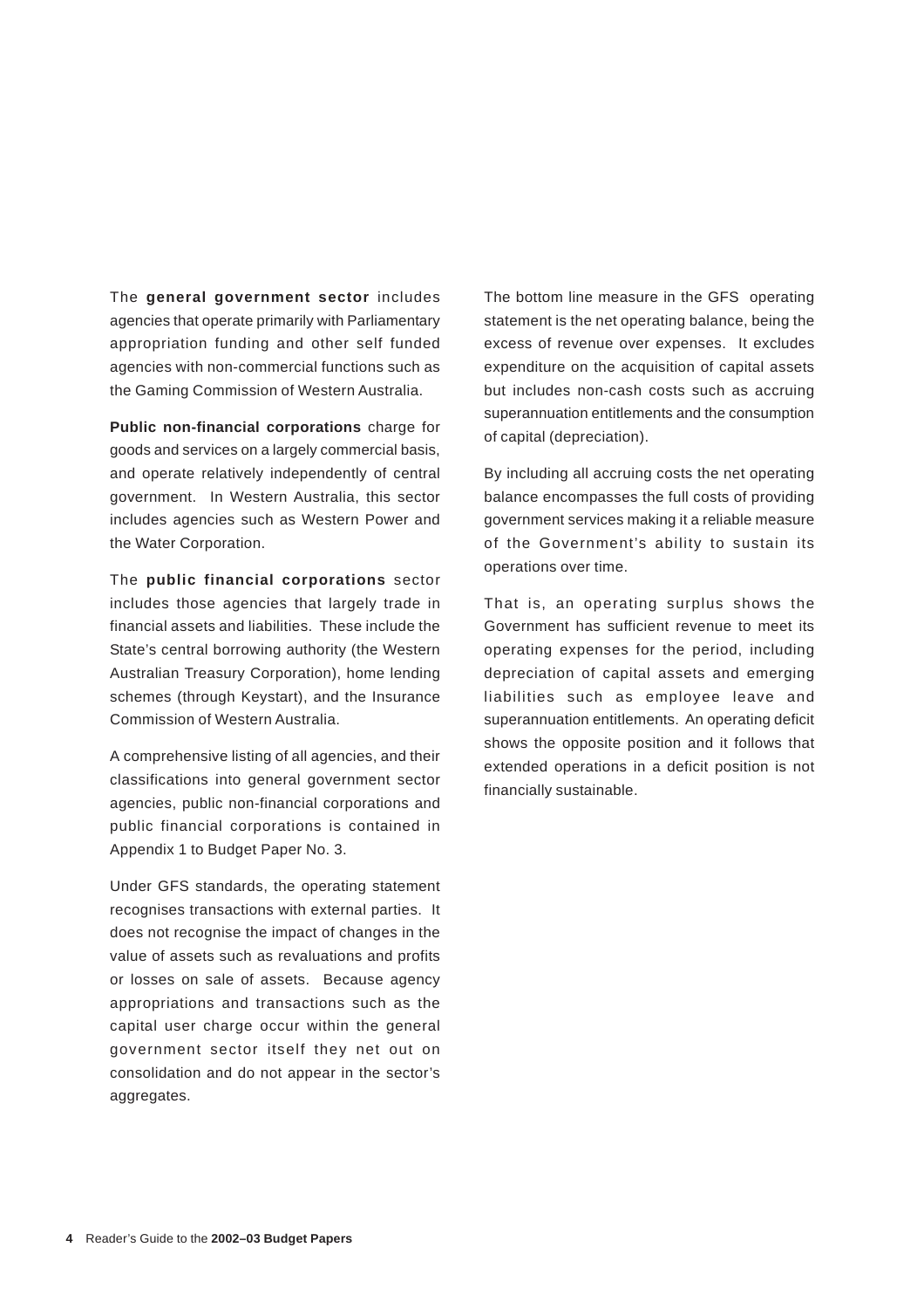The **general government sector** includes agencies that operate primarily with Parliamentary appropriation funding and other self funded agencies with non-commercial functions such as the Gaming Commission of Western Australia.

**Public non-financial corporations** charge for goods and services on a largely commercial basis, and operate relatively independently of central government. In Western Australia, this sector includes agencies such as Western Power and the Water Corporation.

The **public financial corporations** sector includes those agencies that largely trade in financial assets and liabilities. These include the State's central borrowing authority (the Western Australian Treasury Corporation), home lending schemes (through Keystart), and the Insurance Commission of Western Australia.

A comprehensive listing of all agencies, and their classifications into general government sector agencies, public non-financial corporations and public financial corporations is contained in Appendix 1 to Budget Paper No. 3.

Under GFS standards, the operating statement recognises transactions with external parties. It does not recognise the impact of changes in the value of assets such as revaluations and profits or losses on sale of assets. Because agency appropriations and transactions such as the capital user charge occur within the general government sector itself they net out on consolidation and do not appear in the sector's aggregates.

The bottom line measure in the GFS operating statement is the net operating balance, being the excess of revenue over expenses. It excludes expenditure on the acquisition of capital assets but includes non-cash costs such as accruing superannuation entitlements and the consumption of capital (depreciation).

By including all accruing costs the net operating balance encompasses the full costs of providing government services making it a reliable measure of the Government's ability to sustain its operations over time.

That is, an operating surplus shows the Government has sufficient revenue to meet its operating expenses for the period, including depreciation of capital assets and emerging liabilities such as employee leave and superannuation entitlements. An operating deficit shows the opposite position and it follows that extended operations in a deficit position is not financially sustainable.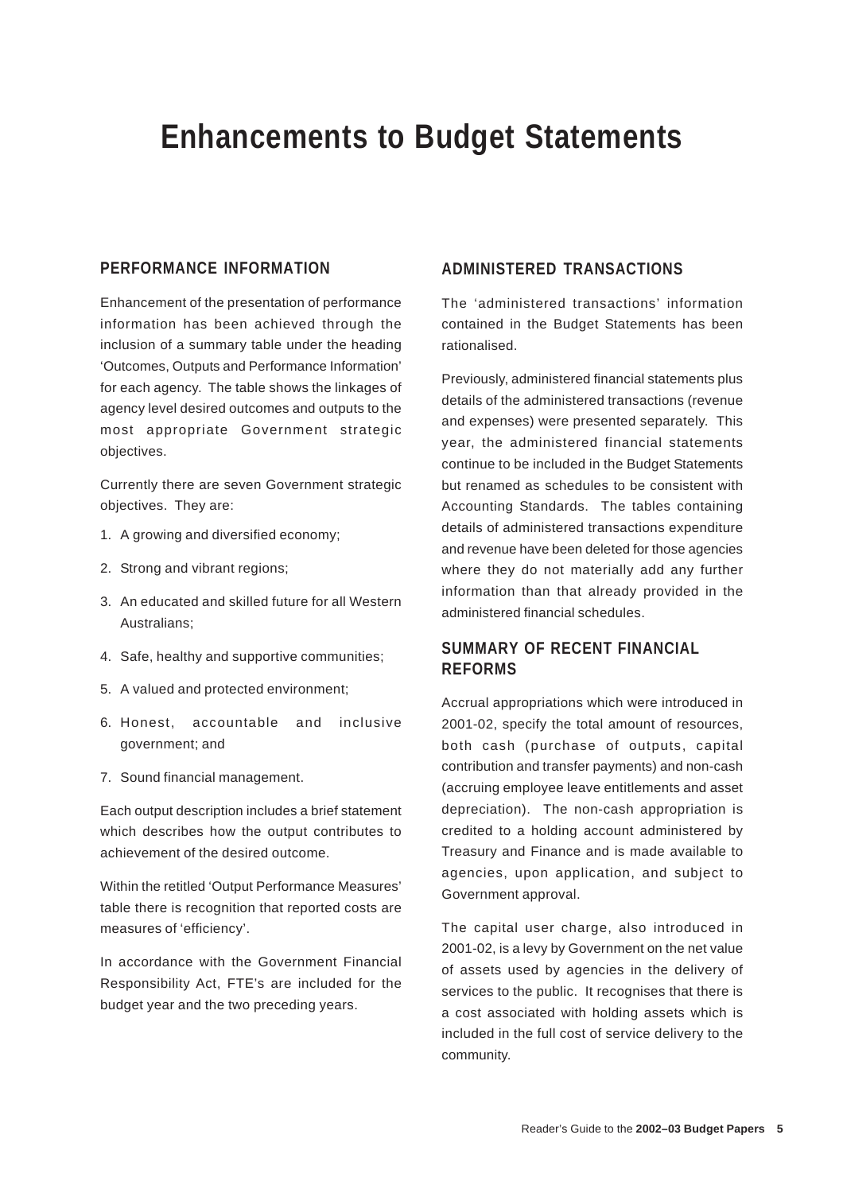# Enhancements to Budget Statements

## PERFORMANCE INFORMATION

Enhancement of the presentation of performance information has been achieved through the inclusion of a summary table under the heading 'Outcomes, Outputs and Performance Information' for each agency. The table shows the linkages of agency level desired outcomes and outputs to the most appropriate Government strategic objectives.

Currently there are seven Government strategic objectives. They are:

1. A growing and diversified economy;
2. Strong and vibrant regions;
3. An educated and skilled future for all Western Australians;
4. Safe, healthy and supportive communities;
5. A valued and protected environment;
6. Honest, accountable and inclusive government; and
7. Sound financial management.

Each output description includes a brief statement which describes how the output contributes to achievement of the desired outcome.

Within the retitled 'Output Performance Measures' table there is recognition that reported costs are measures of 'efficiency'.

In accordance with the Government Financial Responsibility Act, FTE's are included for the budget year and the two preceding years.

## ADMINISTERED TRANSACTIONS

The 'administered transactions' information contained in the Budget Statements has been rationalised.

Previously, administered financial statements plus details of the administered transactions (revenue and expenses) were presented separately. This year, the administered financial statements continue to be included in the Budget Statements but renamed as schedules to be consistent with Accounting Standards. The tables containing details of administered transactions expenditure and revenue have been deleted for those agencies where they do not materially add any further information than that already provided in the administered financial schedules.

## SUMMARY OF RECENT FINANCIAL REFORMS

Accrual appropriations which were introduced in 2001-02, specify the total amount of resources, both cash (purchase of outputs, capital contribution and transfer payments) and non-cash (accruing employee leave entitlements and asset depreciation). The non-cash appropriation is credited to a holding account administered by Treasury and Finance and is made available to agencies, upon application, and subject to Government approval.

The capital user charge, also introduced in 2001-02, is a levy by Government on the net value of assets used by agencies in the delivery of services to the public. It recognises that there is a cost associated with holding assets which is included in the full cost of service delivery to the community.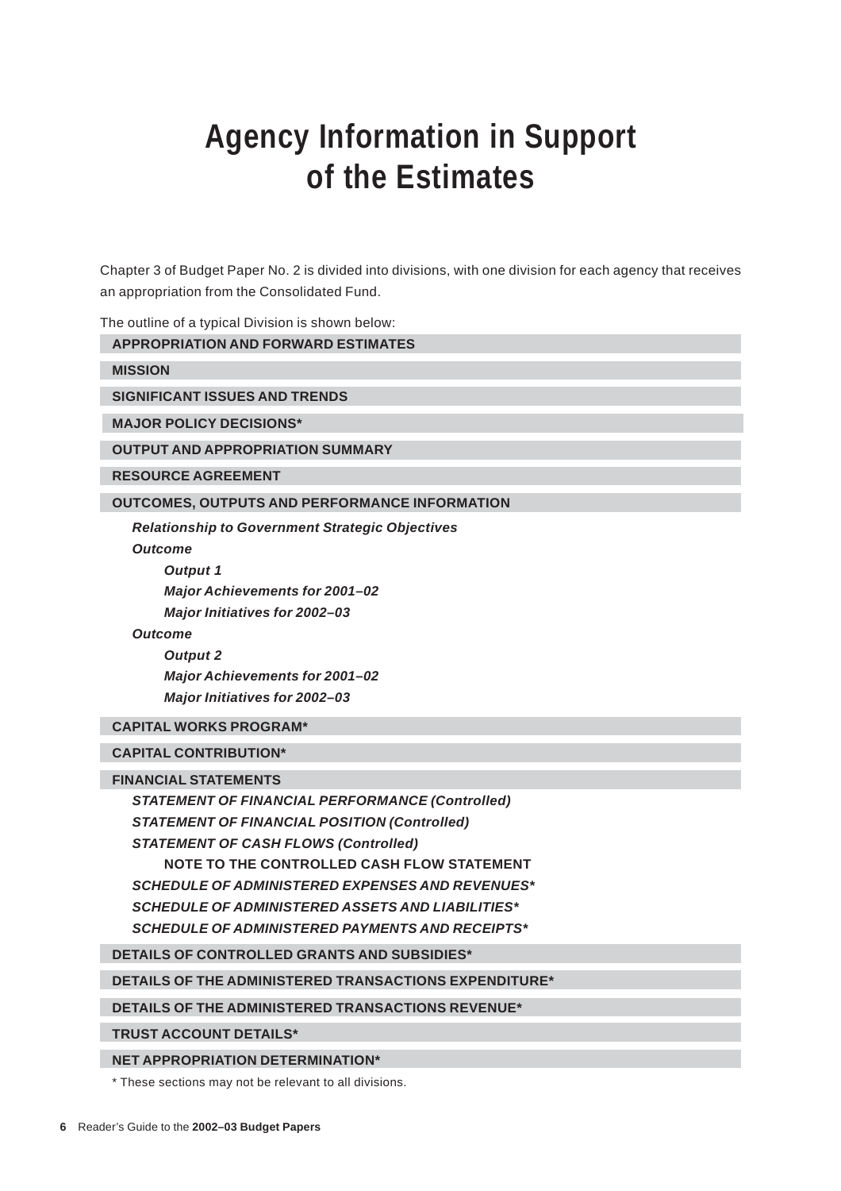# Agency Information in Support of the Estimates

Chapter 3 of Budget Paper No. 2 is divided into divisions, with one division for each agency that receives an appropriation from the Consolidated Fund.

The outline of a typical Division is shown below:

**APPROPRIATION AND FORWARD ESTIMATES**

**MISSION**

**SIGNIFICANT ISSUES AND TRENDS**

**MAJOR POLICY DECISIONS***

**OUTPUT AND APPROPRIATION SUMMARY**

**RESOURCE AGREEMENT**

**OUTCOMES, OUTPUTS AND PERFORMANCE INFORMATION**

- ***Relationship to Government Strategic Objectives***
- ***Outcome***
  - ***Output 1***
  - ***Major Achievements for 2001–02***
  - ***Major Initiatives for 2002–03***
- ***Outcome***
  - ***Output 2***
  - ***Major Achievements for 2001–02***
  - ***Major Initiatives for 2002–03***

**CAPITAL WORKS PROGRAM***

**CAPITAL CONTRIBUTION***

**FINANCIAL STATEMENTS**

- ***STATEMENT OF FINANCIAL PERFORMANCE (Controlled)***
- ***STATEMENT OF FINANCIAL POSITION (Controlled)***
- ***STATEMENT OF CASH FLOWS (Controlled)***
  - **NOTE TO THE CONTROLLED CASH FLOW STATEMENT**
- ***SCHEDULE OF ADMINISTERED EXPENSES AND REVENUES****
- ***SCHEDULE OF ADMINISTERED ASSETS AND LIABILITIES****
- ***SCHEDULE OF ADMINISTERED PAYMENTS AND RECEIPTS****

**DETAILS OF CONTROLLED GRANTS AND SUBSIDIES***

**DETAILS OF THE ADMINISTERED TRANSACTIONS EXPENDITURE***

**DETAILS OF THE ADMINISTERED TRANSACTIONS REVENUE***

**TRUST ACCOUNT DETAILS***

**NET APPROPRIATION DETERMINATION***

* These sections may not be relevant to all divisions.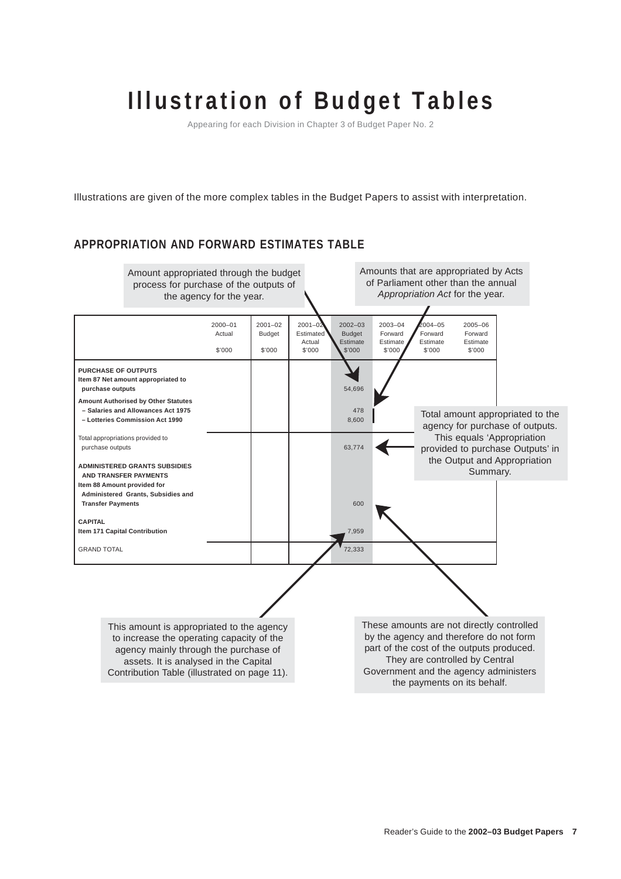# Illustration of Budget Tables

Appearing for each Division in Chapter 3 of Budget Paper No. 2

Illustrations are given of the more complex tables in the Budget Papers to assist with interpretation.

## APPROPRIATION AND FORWARD ESTIMATES TABLE

Amount appropriated through the budget process for purchase of the outputs of the agency for the year.

Amounts that are appropriated by Acts of Parliament other than the annual *Appropriation Act* for the year.

| | 2000–01 Actual $'000 | 2001–02 Budget $'000 | 2001–02 Estimated Actual $'000 | 2002–03 Budget Estimate $'000 | 2003–04 Forward Estimate $'000 | 2004–05 Forward Estimate $'000 | 2005–06 Forward Estimate $'000 |
|---|---|---|---|---|---|---|---|
| **PURCHASE OF OUTPUTS** | | | | | | | |
| **Item 87 Net amount appropriated to purchase outputs** | | | | 54,696 | | | |
| **Amount Authorised by Other Statutes** | | | | | | | |
| **– Salaries and Allowances Act 1975** | | | | 478 | | | |
| **– Lotteries Commission Act 1990** | | | | 8,600 | | | |
| Total appropriations provided to purchase outputs | | | | 63,774 | | | |
| **ADMINISTERED GRANTS SUBSIDIES AND TRANSFER PAYMENTS** | | | | | | | |
| **Item 88 Amount provided for Administered Grants, Subsidies and Transfer Payments** | | | | 600 | | | |
| **CAPITAL** | | | | | | | |
| **Item 171 Capital Contribution** | | | | 7,959 | | | |
| GRAND TOTAL | | | | 72,333 | | | |

Total amount appropriated to the agency for purchase of outputs. This equals 'Appropriation provided to purchase Outputs' in the Output and Appropriation Summary.

This amount is appropriated to the agency to increase the operating capacity of the agency mainly through the purchase of assets. It is analysed in the Capital Contribution Table (illustrated on page 11).

These amounts are not directly controlled by the agency and therefore do not form part of the cost of the outputs produced. They are controlled by Central Government and the agency administers the payments on its behalf.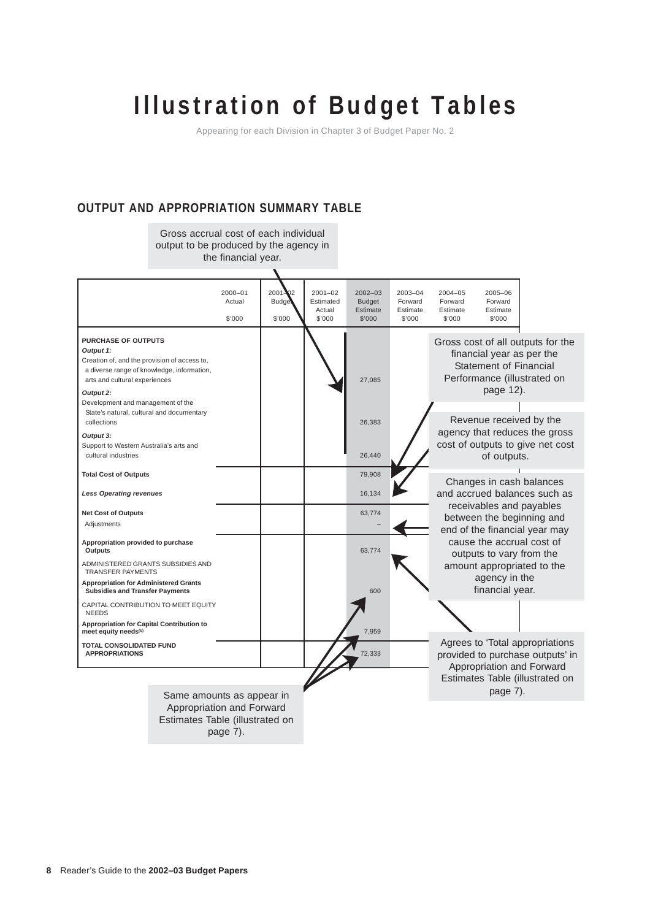# Illustration of Budget Tables

Appearing for each Division in Chapter 3 of Budget Paper No. 2

## OUTPUT AND APPROPRIATION SUMMARY TABLE

Gross accrual cost of each individual output to be produced by the agency in the financial year.

| | 2000–01 Actual $'000 | 2001–02 Budget $'000 | 2001–02 Estimated Actual $'000 | 2002–03 Budget Estimate $'000 | 2003–04 Forward Estimate $'000 | 2004–05 Forward Estimate $'000 | 2005–06 Forward Estimate $'000 |
|---|---|---|---|---|---|---|---|
| **PURCHASE OF OUTPUTS** | | | | | | | |
| ***Output 1:*** | | | | | | | |
| Creation of, and the provision of access to, a diverse range of knowledge, information, arts and cultural experiences | | | | 27,085 | | | |
| ***Output 2:*** | | | | | | | |
| Development and management of the State's natural, cultural and documentary collections | | | | 26,383 | | | |
| ***Output 3:*** | | | | | | | |
| Support to Western Australia's arts and cultural industries | | | | 26,440 | | | |
| **Total Cost of Outputs** | | | | 79,908 | | | |
| ***Less Operating revenues*** | | | | 16,134 | | | |
| **Net Cost of Outputs** | | | | 63,774 | | | |
| Adjustments | | | | – | | | |
| **Appropriation provided to purchase Outputs** | | | | 63,774 | | | |
| ADMINISTERED GRANTS SUBSIDIES AND TRANSFER PAYMENTS | | | | | | | |
| **Appropriation for Administered Grants Subsidies and Transfer Payments** | | | | 600 | | | |
| CAPITAL CONTRIBUTION TO MEET EQUITY NEEDS | | | | | | | |
| **Appropriation for Capital Contribution to meet equity needs**[(b)] | | | | 7,959 | | | |
| **TOTAL CONSOLIDATED FUND APPROPRIATIONS** | | | | 72,333 | | | |

Gross cost of all outputs for the financial year as per the Statement of Financial Performance (illustrated on page 12).

Revenue received by the agency that reduces the gross cost of outputs to give net cost of outputs.

Changes in cash balances and accrued balances such as receivables and payables between the beginning and end of the financial year may cause the accrual cost of outputs to vary from the amount appropriated to the agency in the financial year.

Agrees to 'Total appropriations provided to purchase outputs' in Appropriation and Forward Estimates Table (illustrated on page 7).

Same amounts as appear in Appropriation and Forward Estimates Table (illustrated on page 7).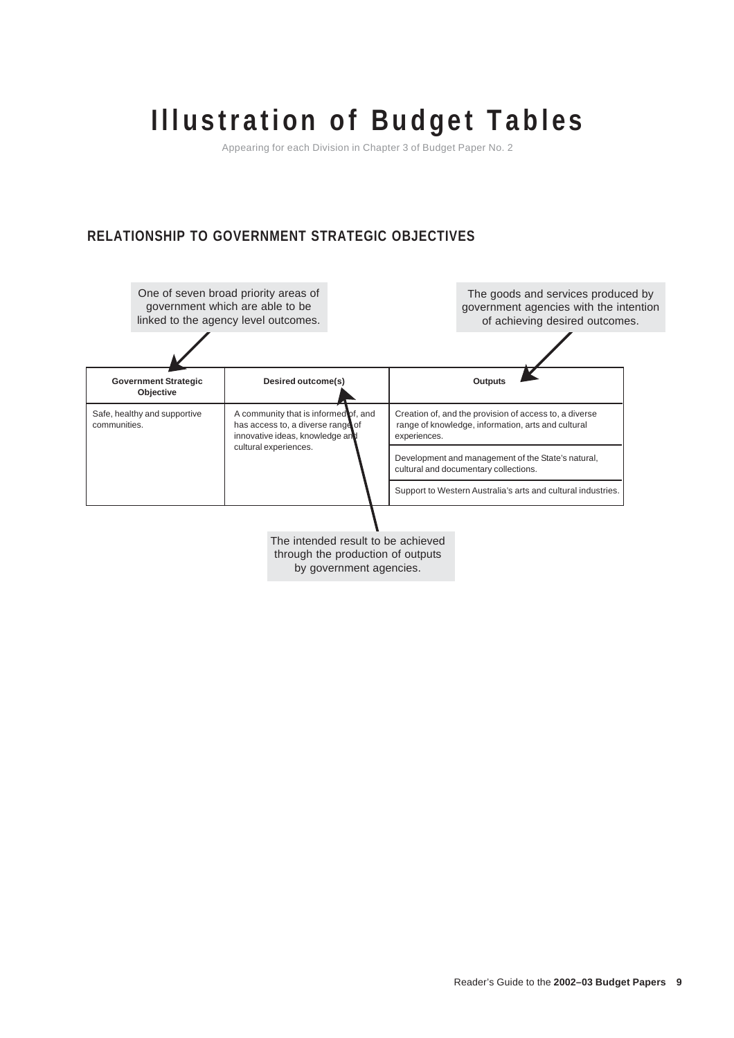# Illustration of Budget Tables

Appearing for each Division in Chapter 3 of Budget Paper No. 2

## RELATIONSHIP TO GOVERNMENT STRATEGIC OBJECTIVES

One of seven broad priority areas of government which are able to be linked to the agency level outcomes.

The goods and services produced by government agencies with the intention of achieving desired outcomes.

| Government Strategic Objective | Desired outcome(s) | Outputs |
|---|---|---|
| Safe, healthy and supportive communities. | A community that is informed of, and has access to, a diverse range of innovative ideas, knowledge and cultural experiences. | Creation of, and the provision of access to, a diverse range of knowledge, information, arts and cultural experiences. |
| | | Development and management of the State's natural, cultural and documentary collections. |
| | | Support to Western Australia's arts and cultural industries. |

The intended result to be achieved through the production of outputs by government agencies.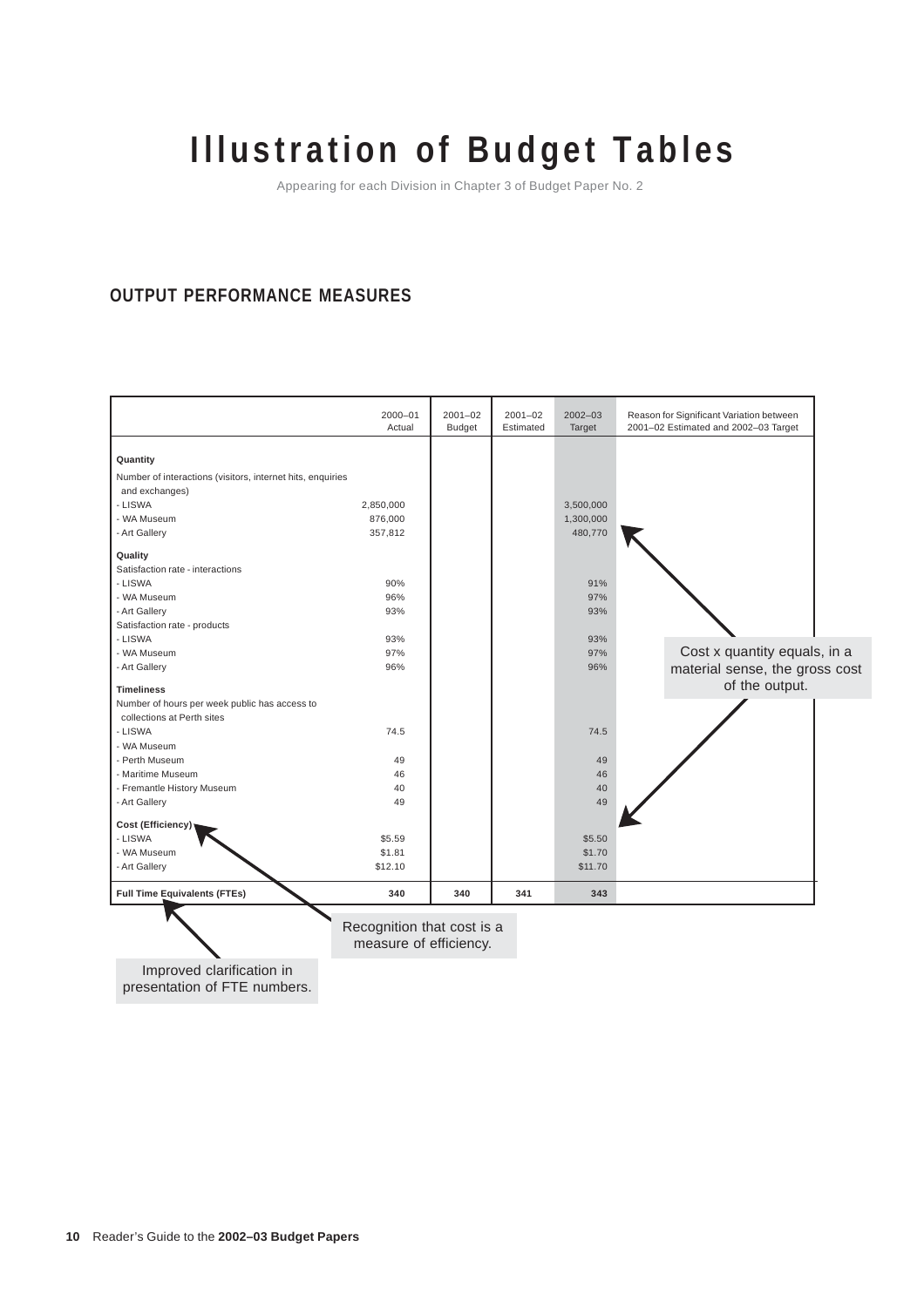# Illustration of Budget Tables

Appearing for each Division in Chapter 3 of Budget Paper No. 2

## OUTPUT PERFORMANCE MEASURES

| | 2000–01 Actual | 2001–02 Budget | 2001–02 Estimated | 2002–03 Target | Reason for Significant Variation between 2001–02 Estimated and 2002–03 Target |
|---|---|---|---|---|---|
| **Quantity** | | | | | |
| Number of interactions (visitors, internet hits, enquiries and exchanges) | | | | | |
| - LISWA | 2,850,000 | | | 3,500,000 | |
| - WA Museum | 876,000 | | | 1,300,000 | |
| - Art Gallery | 357,812 | | | 480,770 | |
| **Quality** | | | | | |
| Satisfaction rate - interactions | | | | | |
| - LISWA | 90% | | | 91% | |
| - WA Museum | 96% | | | 97% | |
| - Art Gallery | 93% | | | 93% | |
| Satisfaction rate - products | | | | | |
| - LISWA | 93% | | | 93% | |
| - WA Museum | 97% | | | 97% | |
| - Art Gallery | 96% | | | 96% | |
| **Timeliness** | | | | | |
| Number of hours per week public has access to collections at Perth sites | | | | | |
| - LISWA | 74.5 | | | 74.5 | |
| - WA Museum | | | | | |
| - Perth Museum | 49 | | | 49 | |
| - Maritime Museum | 46 | | | 46 | |
| - Fremantle History Museum | 40 | | | 40 | |
| - Art Gallery | 49 | | | 49 | |
| **Cost (Efficiency)** | | | | | |
| - LISWA | $5.59 | | | $5.50 | |
| - WA Museum | $1.81 | | | $1.70 | |
| - Art Gallery | $12.10 | | | $11.70 | |
| **Full Time Equivalents (FTEs)** | **340** | **340** | **341** | **343** | |

Cost x quantity equals, in a material sense, the gross cost of the output.

Recognition that cost is a measure of efficiency.

Improved clarification in presentation of FTE numbers.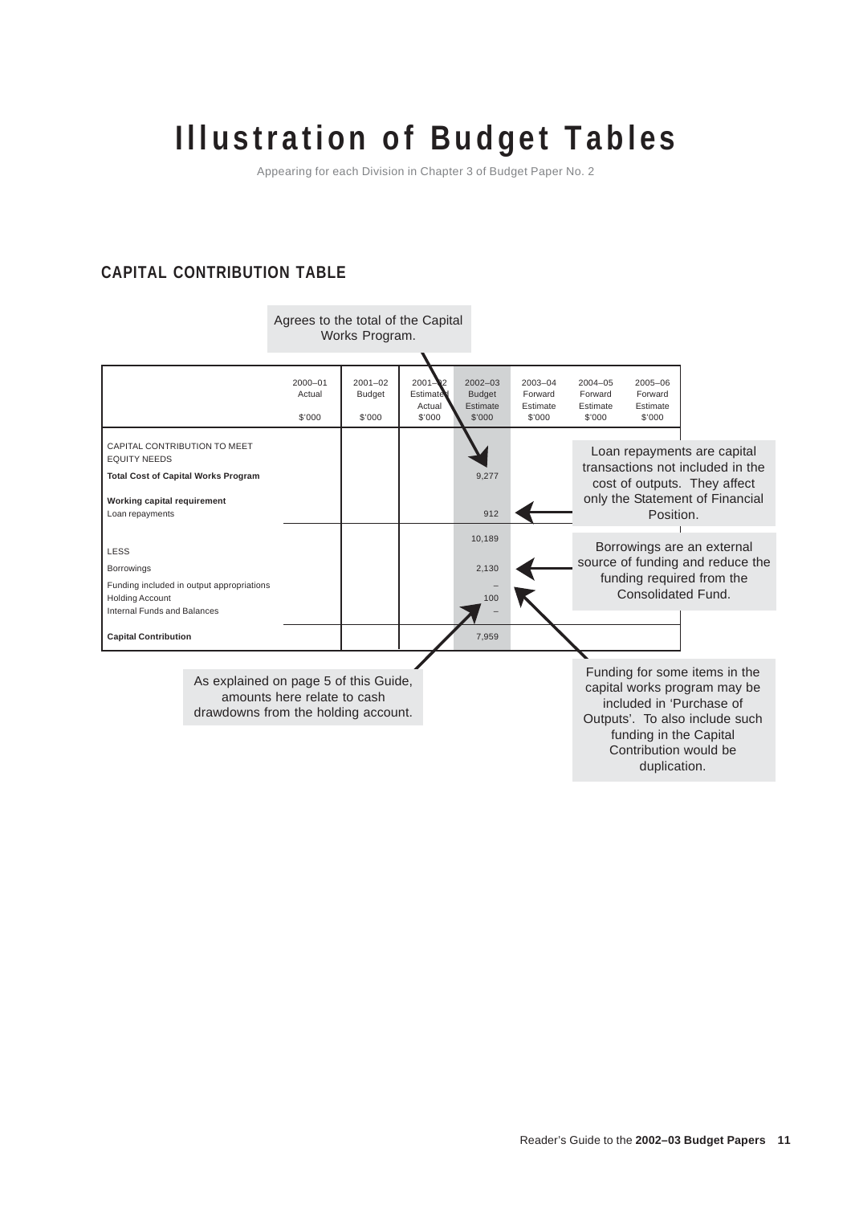# Illustration of Budget Tables

Appearing for each Division in Chapter 3 of Budget Paper No. 2

## CAPITAL CONTRIBUTION TABLE

Agrees to the total of the Capital Works Program.

| | 2000–01 Actual $'000 | 2001–02 Budget $'000 | 2001–02 Estimated Actual $'000 | 2002–03 Budget Estimate $'000 | 2003–04 Forward Estimate $'000 | 2004–05 Forward Estimate $'000 | 2005–06 Forward Estimate $'000 |
|---|---|---|---|---|---|---|---|
| CAPITAL CONTRIBUTION TO MEET EQUITY NEEDS | | | | | | | |
| **Total Cost of Capital Works Program** | | | | 9,277 | | | |
| **Working capital requirement** | | | | | | | |
| Loan repayments | | | | 912 | | | |
| | | | | 10,189 | | | |
| LESS | | | | | | | |
| Borrowings | | | | 2,130 | | | |
| Funding included in output appropriations | | | | – | | | |
| Holding Account | | | | 100 | | | |
| Internal Funds and Balances | | | | – | | | |
| **Capital Contribution** | | | | 7,959 | | | |

Loan repayments are capital transactions not included in the cost of outputs. They affect only the Statement of Financial Position.

Borrowings are an external source of funding and reduce the funding required from the Consolidated Fund.

As explained on page 5 of this Guide, amounts here relate to cash drawdowns from the holding account.

Funding for some items in the capital works program may be included in 'Purchase of Outputs'. To also include such funding in the Capital Contribution would be duplication.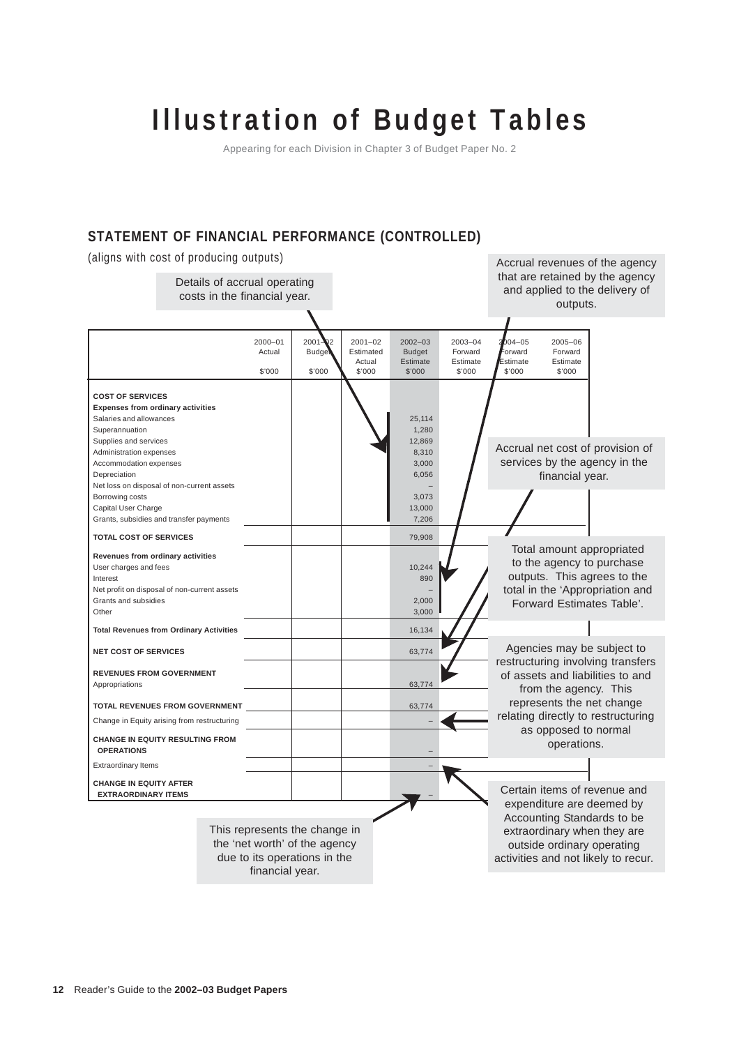# Illustration of Budget Tables

Appearing for each Division in Chapter 3 of Budget Paper No. 2

## STATEMENT OF FINANCIAL PERFORMANCE (CONTROLLED)

(aligns with cost of producing outputs)

Details of accrual operating costs in the financial year.

Accrual revenues of the agency that are retained by the agency and applied to the delivery of outputs.

| | 2000–01 Actual $'000 | 2001–02 Budget $'000 | 2001–02 Estimated Actual $'000 | 2002–03 Budget Estimate $'000 | 2003–04 Forward Estimate $'000 | 2004–05 Forward Estimate $'000 | 2005–06 Forward Estimate $'000 |
|---|---|---|---|---|---|---|---|
| **COST OF SERVICES** | | | | | | | |
| **Expenses from ordinary activities** | | | | | | | |
| Salaries and allowances | | | | 25,114 | | | |
| Superannuation | | | | 1,280 | | | |
| Supplies and services | | | | 12,869 | | | |
| Administration expenses | | | | 8,310 | | | |
| Accommodation expenses | | | | 3,000 | | | |
| Depreciation | | | | 6,056 | | | |
| Net loss on disposal of non-current assets | | | | – | | | |
| Borrowing costs | | | | 3,073 | | | |
| Capital User Charge | | | | 13,000 | | | |
| Grants, subsidies and transfer payments | | | | 7,206 | | | |
| **TOTAL COST OF SERVICES** | | | | 79,908 | | | |
| **Revenues from ordinary activities** | | | | | | | |
| User charges and fees | | | | 10,244 | | | |
| Interest | | | | 890 | | | |
| Net profit on disposal of non-current assets | | | | – | | | |
| Grants and subsidies | | | | 2,000 | | | |
| Other | | | | 3,000 | | | |
| **Total Revenues from Ordinary Activities** | | | | 16,134 | | | |
| **NET COST OF SERVICES** | | | | 63,774 | | | |
| **REVENUES FROM GOVERNMENT** | | | | | | | |
| Appropriations | | | | 63,774 | | | |
| **TOTAL REVENUES FROM GOVERNMENT** | | | | 63,774 | | | |
| Change in Equity arising from restructuring | | | | – | | | |
| **CHANGE IN EQUITY RESULTING FROM OPERATIONS** | | | | – | | | |
| Extraordinary Items | | | | – | | | |
| **CHANGE IN EQUITY AFTER EXTRAORDINARY ITEMS** | | | | – | | | |

Accrual net cost of provision of services by the agency in the financial year.

Total amount appropriated to the agency to purchase outputs. This agrees to the total in the 'Appropriation and Forward Estimates Table'.

Agencies may be subject to restructuring involving transfers of assets and liabilities to and from the agency. This represents the net change relating directly to restructuring as opposed to normal operations.

Certain items of revenue and expenditure are deemed by Accounting Standards to be extraordinary when they are outside ordinary operating activities and not likely to recur.

This represents the change in the 'net worth' of the agency due to its operations in the financial year.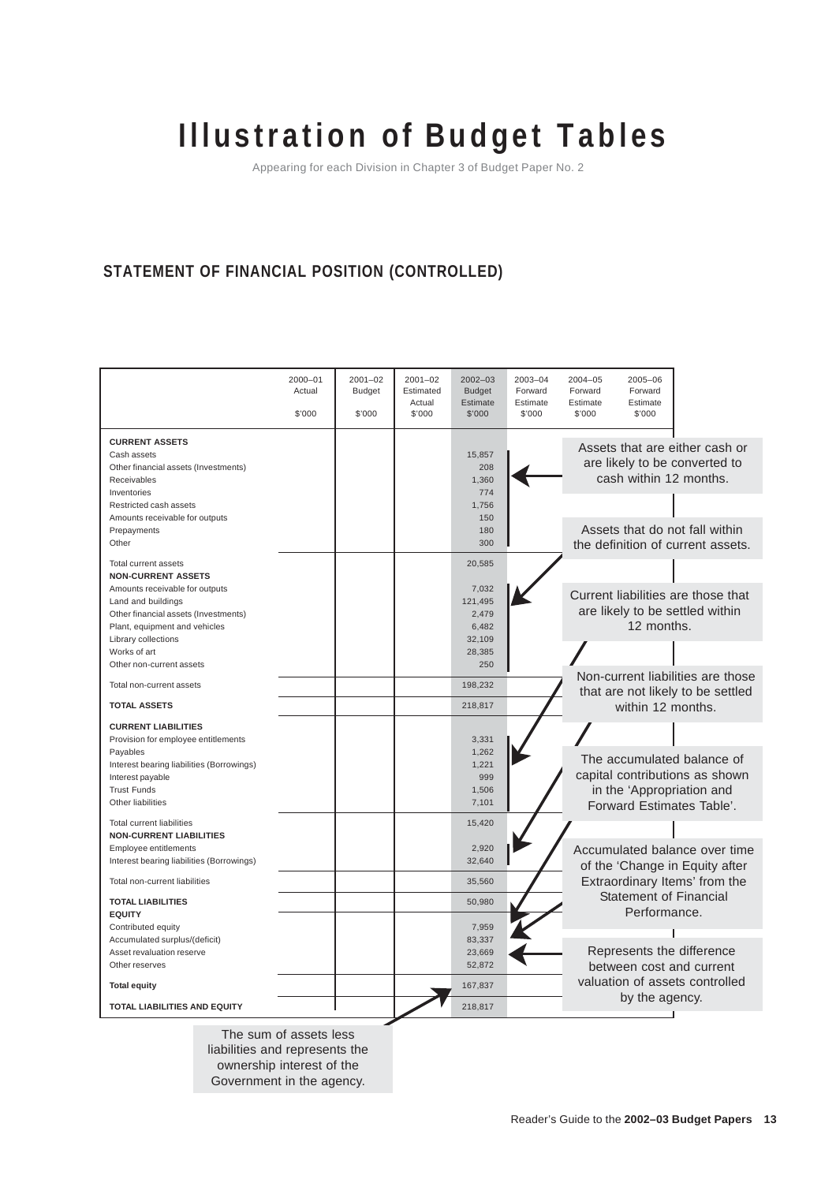// Illustration of Budget Tables

# Illustration of Budget Tables

Appearing for each Division in Chapter 3 of Budget Paper No. 2

## STATEMENT OF FINANCIAL POSITION (CONTROLLED)

| | 2000–01 Actual $'000 | 2001–02 Budget $'000 | 2001–02 Estimated Actual $'000 | 2002–03 Budget Estimate $'000 | 2003–04 Forward Estimate $'000 | 2004–05 Forward Estimate $'000 | 2005–06 Forward Estimate $'000 |
|---|---|---|---|---|---|---|---|
| **CURRENT ASSETS** | | | | | | | |
| Cash assets | | | | 15,857 | | | |
| Other financial assets (Investments) | | | | 208 | | | |
| Receivables | | | | 1,360 | | | |
| Inventories | | | | 774 | | | |
| Restricted cash assets | | | | 1,756 | | | |
| Amounts receivable for outputs | | | | 150 | | | |
| Prepayments | | | | 180 | | | |
| Other | | | | 300 | | | |
| Total current assets | | | | 20,585 | | | |
| **NON-CURRENT ASSETS** | | | | | | | |
| Amounts receivable for outputs | | | | 7,032 | | | |
| Land and buildings | | | | 121,495 | | | |
| Other financial assets (Investments) | | | | 2,479 | | | |
| Plant, equipment and vehicles | | | | 6,482 | | | |
| Library collections | | | | 32,109 | | | |
| Works of art | | | | 28,385 | | | |
| Other non-current assets | | | | 250 | | | |
| Total non-current assets | | | | 198,232 | | | |
| **TOTAL ASSETS** | | | | 218,817 | | | |
| **CURRENT LIABILITIES** | | | | | | | |
| Provision for employee entitlements | | | | 3,331 | | | |
| Payables | | | | 1,262 | | | |
| Interest bearing liabilities (Borrowings) | | | | 1,221 | | | |
| Interest payable | | | | 999 | | | |
| Trust Funds | | | | 1,506 | | | |
| Other liabilities | | | | 7,101 | | | |
| Total current liabilities | | | | 15,420 | | | |
| **NON-CURRENT LIABILITIES** | | | | | | | |
| Employee entitlements | | | | 2,920 | | | |
| Interest bearing liabilities (Borrowings) | | | | 32,640 | | | |
| Total non-current liabilities | | | | 35,560 | | | |
| **TOTAL LIABILITIES** | | | | 50,980 | | | |
| **EQUITY** | | | | | | | |
| Contributed equity | | | | 7,959 | | | |
| Accumulated surplus/(deficit) | | | | 83,337 | | | |
| Asset revaluation reserve | | | | 23,669 | | | |
| Other reserves | | | | 52,872 | | | |
| **Total equity** | | | | 167,837 | | | |
| **TOTAL LIABILITIES AND EQUITY** | | | | 218,817 | | | |

Assets that are either cash or are likely to be converted to cash within 12 months.

Assets that do not fall within the definition of current assets.

Current liabilities are those that are likely to be settled within 12 months.

Non-current liabilities are those that are not likely to be settled within 12 months.

The accumulated balance of capital contributions as shown in the 'Appropriation and Forward Estimates Table'.

Accumulated balance over time of the 'Change in Equity after Extraordinary Items' from the Statement of Financial Performance.

Represents the difference between cost and current valuation of assets controlled by the agency.

The sum of assets less liabilities and represents the ownership interest of the Government in the agency.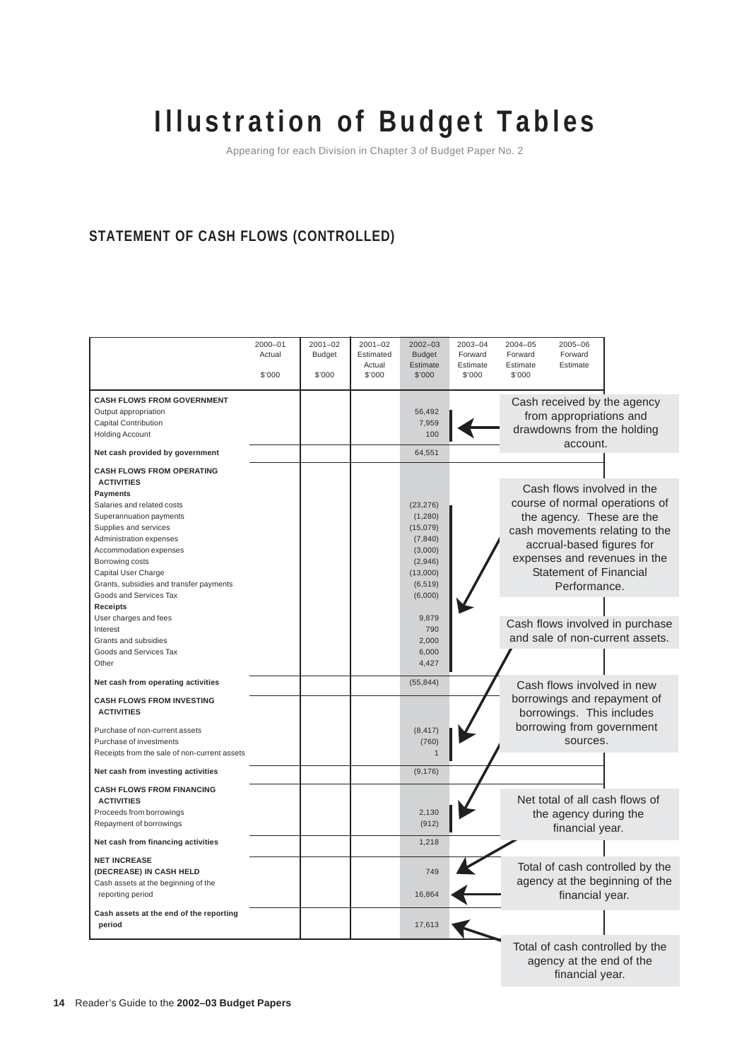# Illustration of Budget Tables

Appearing for each Division in Chapter 3 of Budget Paper No. 2

## STATEMENT OF CASH FLOWS (CONTROLLED)

| | 2000–01 Actual $'000 | 2001–02 Budget $'000 | 2001–02 Estimated Actual $'000 | 2002–03 Budget Estimate $'000 | 2003–04 Forward Estimate $'000 | 2004–05 Forward Estimate $'000 | 2005–06 Forward Estimate |
|---|---|---|---|---|---|---|---|
| **CASH FLOWS FROM GOVERNMENT** | | | | | | | |
| Output appropriation | | | | 56,492 | | | |
| Capital Contribution | | | | 7,959 | | | |
| Holding Account | | | | 100 | | | |
| **Net cash provided by government** | | | | 64,551 | | | |
| **CASH FLOWS FROM OPERATING ACTIVITIES** | | | | | | | |
| **Payments** | | | | | | | |
| Salaries and related costs | | | | (23,276) | | | |
| Superannuation payments | | | | (1,280) | | | |
| Supplies and services | | | | (15,079) | | | |
| Administration expenses | | | | (7,840) | | | |
| Accommodation expenses | | | | (3,000) | | | |
| Borrowing costs | | | | (2,946) | | | |
| Capital User Charge | | | | (13,000) | | | |
| Grants, subsidies and transfer payments | | | | (6,519) | | | |
| Goods and Services Tax | | | | (6,000) | | | |
| **Receipts** | | | | | | | |
| User charges and fees | | | | 9,879 | | | |
| Interest | | | | 790 | | | |
| Grants and subsidies | | | | 2,000 | | | |
| Goods and Services Tax | | | | 6,000 | | | |
| Other | | | | 4,427 | | | |
| **Net cash from operating activities** | | | | (55,844) | | | |
| **CASH FLOWS FROM INVESTING ACTIVITIES** | | | | | | | |
| Purchase of non-current assets | | | | (8,417) | | | |
| Purchase of investments | | | | (760) | | | |
| Receipts from the sale of non-current assets | | | | 1 | | | |
| **Net cash from investing activities** | | | | (9,176) | | | |
| **CASH FLOWS FROM FINANCING ACTIVITIES** | | | | | | | |
| Proceeds from borrowings | | | | 2,130 | | | |
| Repayment of borrowings | | | | (912) | | | |
| **Net cash from financing activities** | | | | 1,218 | | | |
| **NET INCREASE (DECREASE) IN CASH HELD** | | | | 749 | | | |
| Cash assets at the beginning of the reporting period | | | | 16,864 | | | |
| **Cash assets at the end of the reporting period** | | | | 17,613 | | | |

Cash received by the agency from appropriations and drawdowns from the holding account.

Cash flows involved in the course of normal operations of the agency. These are the cash movements relating to the accrual-based figures for expenses and revenues in the Statement of Financial Performance.

Cash flows involved in purchase and sale of non-current assets.

Cash flows involved in new borrowings and repayment of borrowings. This includes borrowing from government sources.

Net total of all cash flows of the agency during the financial year.

Total of cash controlled by the agency at the beginning of the financial year.

Total of cash controlled by the agency at the end of the financial year.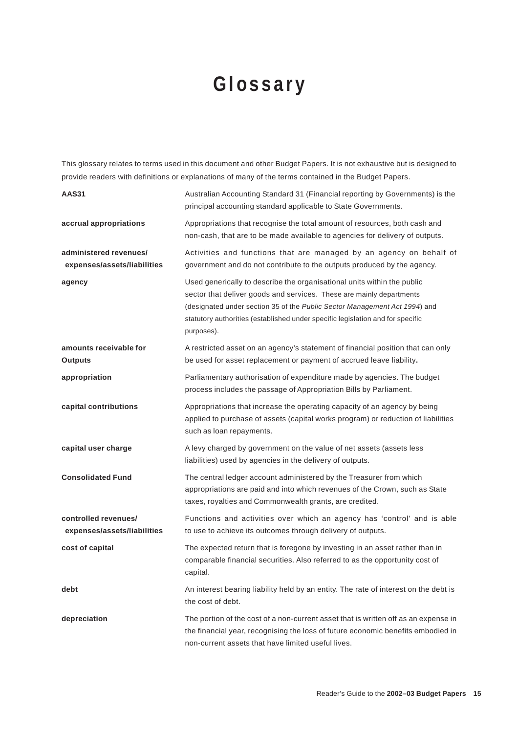# Glossary

This glossary relates to terms used in this document and other Budget Papers. It is not exhaustive but is designed to provide readers with definitions or explanations of many of the terms contained in the Budget Papers.

| | |
|---|---|
| **AAS31** | Australian Accounting Standard 31 (Financial reporting by Governments) is the principal accounting standard applicable to State Governments. |
| **accrual appropriations** | Appropriations that recognise the total amount of resources, both cash and non-cash, that are to be made available to agencies for delivery of outputs. |
| **administered revenues/ expenses/assets/liabilities** | Activities and functions that are managed by an agency on behalf of government and do not contribute to the outputs produced by the agency. |
| **agency** | Used generically to describe the organisational units within the public sector that deliver goods and services. These are mainly departments (designated under section 35 of the *Public Sector Management Act 1994*) and statutory authorities (established under specific legislation and for specific purposes). |
| **amounts receivable for Outputs** | A restricted asset on an agency's statement of financial position that can only be used for asset replacement or payment of accrued leave liability**.** |
| **appropriation** | Parliamentary authorisation of expenditure made by agencies. The budget process includes the passage of Appropriation Bills by Parliament. |
| **capital contributions** | Appropriations that increase the operating capacity of an agency by being applied to purchase of assets (capital works program) or reduction of liabilities such as loan repayments. |
| **capital user charge** | A levy charged by government on the value of net assets (assets less liabilities) used by agencies in the delivery of outputs. |
| **Consolidated Fund** | The central ledger account administered by the Treasurer from which appropriations are paid and into which revenues of the Crown, such as State taxes, royalties and Commonwealth grants, are credited. |
| **controlled revenues/ expenses/assets/liabilities** | Functions and activities over which an agency has 'control' and is able to use to achieve its outcomes through delivery of outputs. |
| **cost of capital** | The expected return that is foregone by investing in an asset rather than in comparable financial securities. Also referred to as the opportunity cost of capital. |
| **debt** | An interest bearing liability held by an entity. The rate of interest on the debt is the cost of debt. |
| **depreciation** | The portion of the cost of a non-current asset that is written off as an expense in the financial year, recognising the loss of future economic benefits embodied in non-current assets that have limited useful lives. |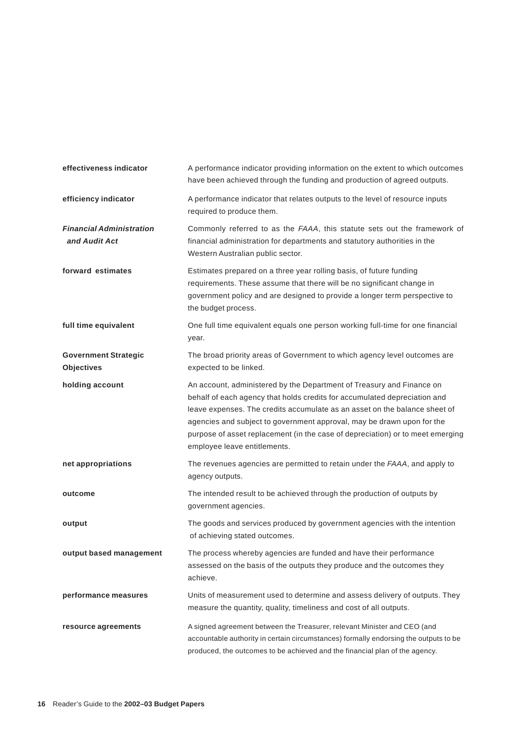| | |
|---|---|
| **effectiveness indicator** | A performance indicator providing information on the extent to which outcomes have been achieved through the funding and production of agreed outputs. |
| **efficiency indicator** | A performance indicator that relates outputs to the level of resource inputs required to produce them. |
| ***Financial Administration and Audit Act*** | Commonly referred to as the *FAAA*, this statute sets out the framework of financial administration for departments and statutory authorities in the Western Australian public sector. |
| **forward estimates** | Estimates prepared on a three year rolling basis, of future funding requirements. These assume that there will be no significant change in government policy and are designed to provide a longer term perspective to the budget process. |
| **full time equivalent** | One full time equivalent equals one person working full-time for one financial year. |
| **Government Strategic Objectives** | The broad priority areas of Government to which agency level outcomes are expected to be linked. |
| **holding account** | An account, administered by the Department of Treasury and Finance on behalf of each agency that holds credits for accumulated depreciation and leave expenses. The credits accumulate as an asset on the balance sheet of agencies and subject to government approval, may be drawn upon for the purpose of asset replacement (in the case of depreciation) or to meet emerging employee leave entitlements. |
| **net appropriations** | The revenues agencies are permitted to retain under the *FAAA*, and apply to agency outputs. |
| **outcome** | The intended result to be achieved through the production of outputs by government agencies. |
| **output** | The goods and services produced by government agencies with the intention of achieving stated outcomes. |
| **output based management** | The process whereby agencies are funded and have their performance assessed on the basis of the outputs they produce and the outcomes they achieve. |
| **performance measures** | Units of measurement used to determine and assess delivery of outputs. They measure the quantity, quality, timeliness and cost of all outputs. |
| **resource agreements** | A signed agreement between the Treasurer, relevant Minister and CEO (and accountable authority in certain circumstances) formally endorsing the outputs to be produced, the outcomes to be achieved and the financial plan of the agency. |